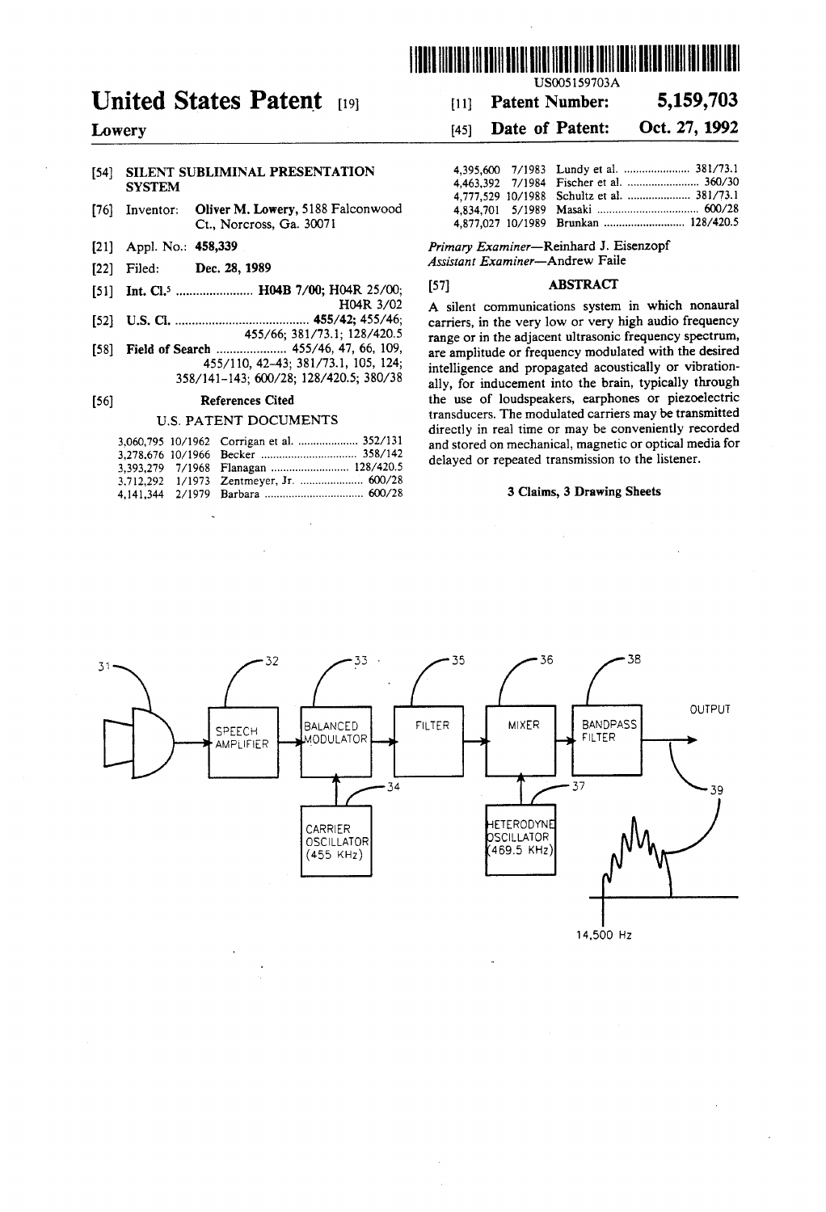# United States Patent [19]

**Lowery**

US005159703A

[11] **Patent Number: 5,159,703**

[45] **Date of Patent: Oct. 27, 1992**

[54] **SILENT SUBLIMINAL PRESENTATION SYSTEM**

[76] Inventor: **Oliver M. Lowery**, 5188 Falconwood Ct., Norcross, Ga. 30071

[21] Appl. No.: **458,339**

[22] Filed: **Dec. 28, 1989**

[51] **Int. Cl.**[5] ........................ **H04B 7/00**; H04R 25/00; H04R 3/02

[52] **U.S. Cl.** ........................................ **455/42**; 455/46; 455/66; 381/73.1; 128/420.5

[58] **Field of Search** ..................... 455/46, 47, 66, 109, 455/110, 42–43; 381/73.1, 105, 124; 358/141–143; 600/28; 128/420.5; 380/38

[56] **References Cited**

U.S. PATENT DOCUMENTS

| | | | |
|---|---|---|---|
| 3,060,795 | 10/1962 | Corrigan et al. | 352/131 |
| 3,278,676 | 10/1966 | Becker | 358/142 |
| 3,393,279 | 7/1968 | Flanagan | 128/420.5 |
| 3,712,292 | 1/1973 | Zentmeyer, Jr. | 600/28 |
| 4,141,344 | 2/1979 | Barbara | 600/28 |
| 4,395,600 | 7/1983 | Lundy et al. | 381/73.1 |
| 4,463,392 | 7/1984 | Fischer et al. | 360/30 |
| 4,777,529 | 10/1988 | Schultz et al. | 381/73.1 |
| 4,834,701 | 5/1989 | Masaki | 600/28 |
| 4,877,027 | 10/1989 | Brunkan | 128/420.5 |

*Primary Examiner*—Reinhard J. Eisenzopf
*Assistant Examiner*—Andrew Faile

[57] **ABSTRACT**

A silent communications system in which nonaural carriers, in the very low or very high audio frequency range or in the adjacent ultrasonic frequency spectrum, are amplitude or frequency modulated with the desired intelligence and propagated acoustically or vibrationally, for inducement into the brain, typically through the use of loudspeakers, earphones or piezoelectric transducers. The modulated carriers may be transmitted directly in real time or may be conveniently recorded and stored on mechanical, magnetic or optical media for delayed or repeated transmission to the listener.

**3 Claims, 3 Drawing Sheets**

31, 32 SPEECH AMPLIFIER, 33 BALANCED MODULATOR, 34 CARRIER OSCILLATOR (455 KHz), 35 FILTER, 36 MIXER, 37 HETERODYNE OSCILLATOR (469.5 KHz), 38 BANDPASS FILTER, OUTPUT, 39, 14,500 Hz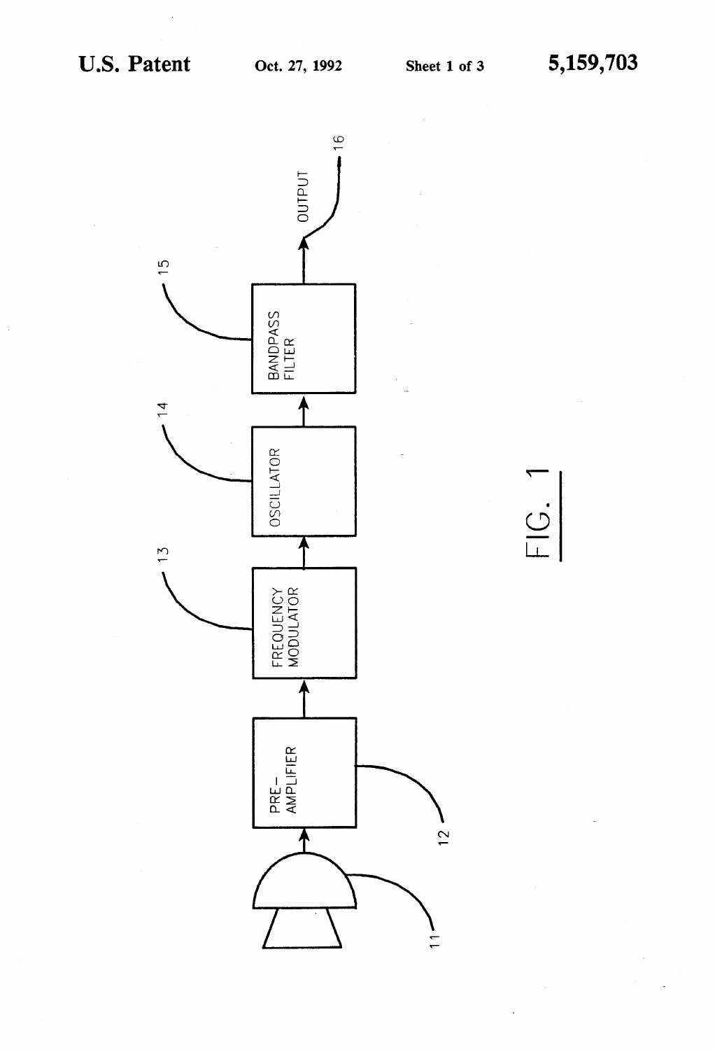PRE-AMPLIFIER

FREQUENCY MODULATOR

OSCILLATOR

BANDPASS FILTER

OUTPUT

11 12 13 14 15 16

FIG. 1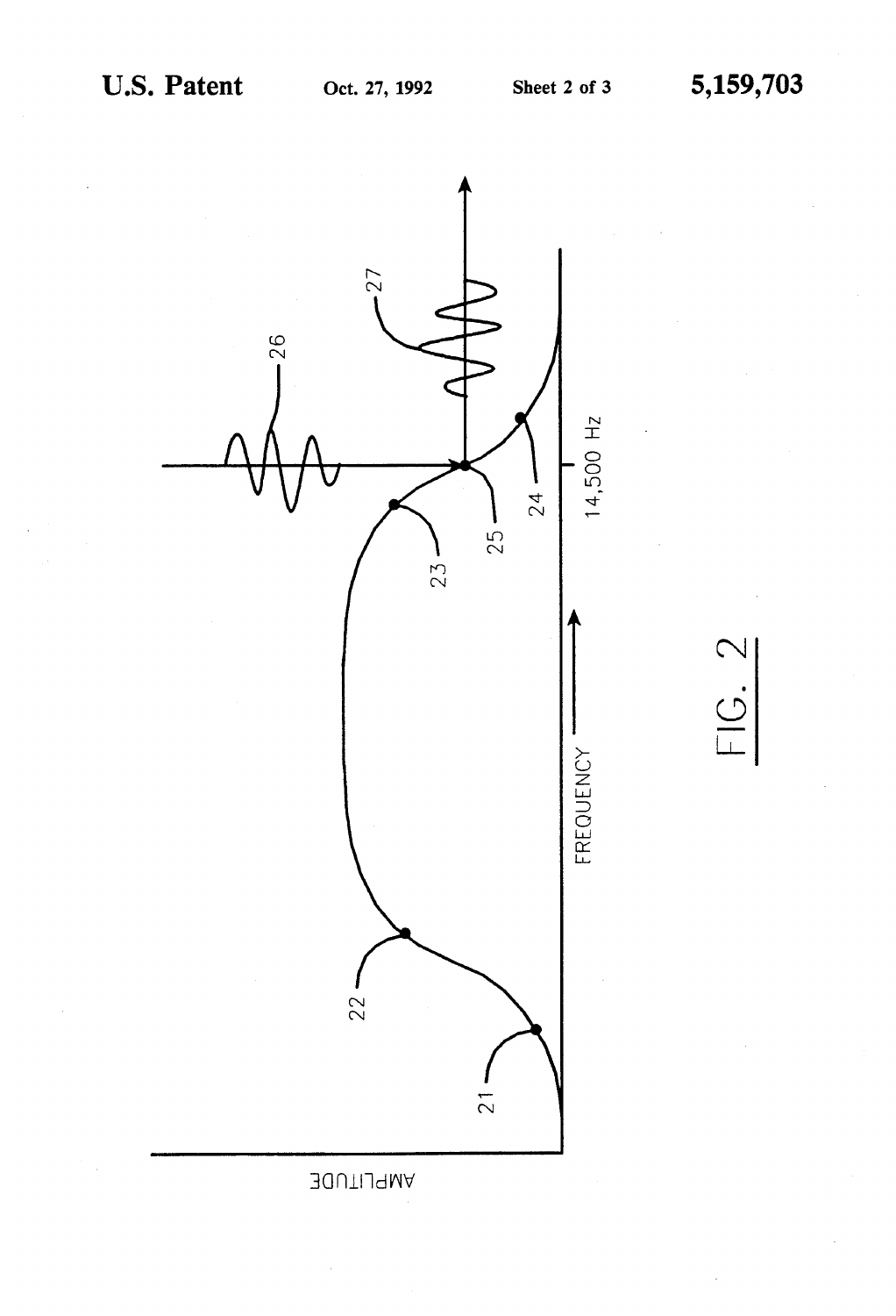AMPLITUDE

FREQUENCY

14,500 Hz

21 22 23 24 25 26 27

FIG. 2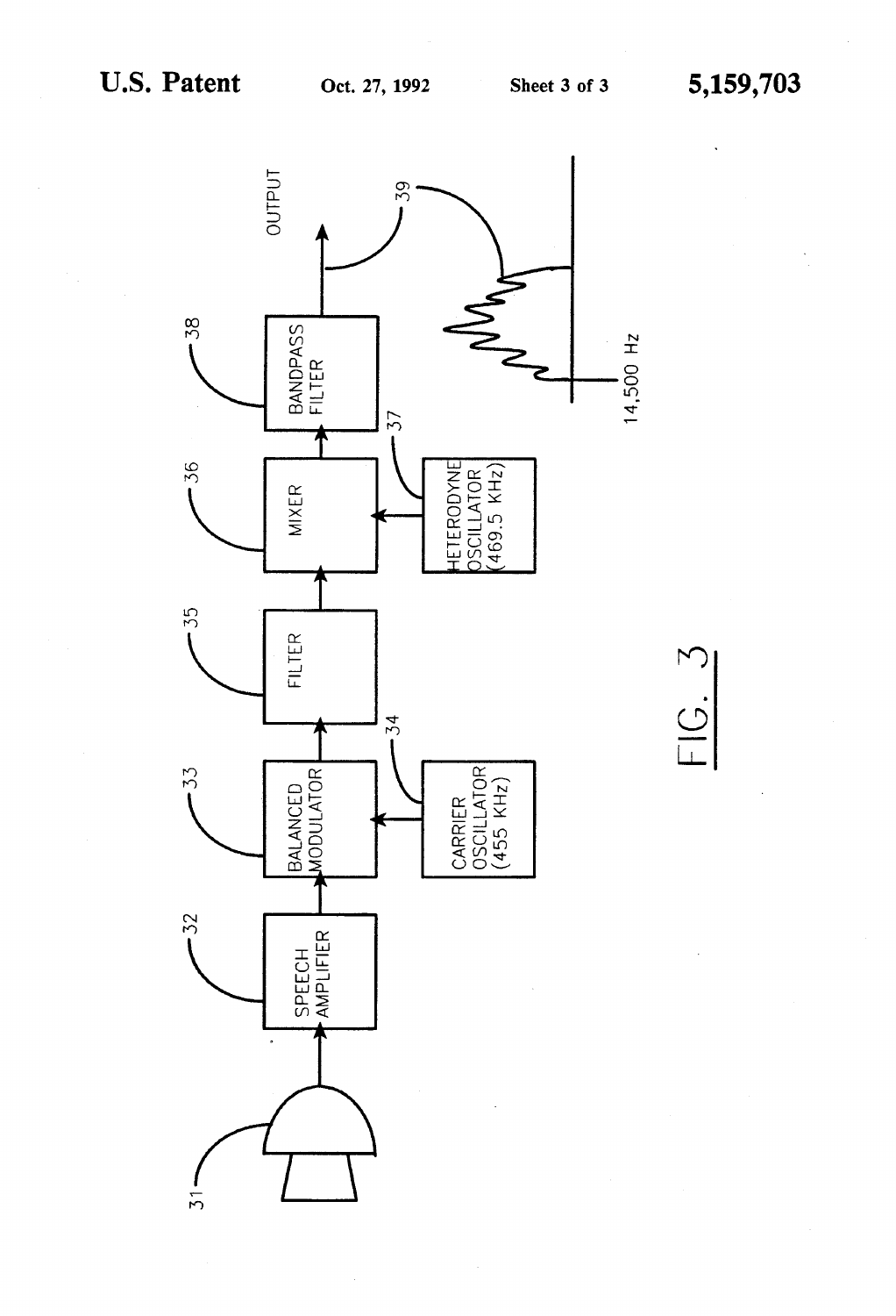FIG. 3

31 — 32 SPEECH AMPLIFIER — 33 BALANCED MODULATOR — 34 CARRIER OSCILLATOR (455 KHz) — 35 FILTER — 36 MIXER — 37 HETERODYNE OSCILLATOR (469.5 KHz) — 38 BANDPASS FILTER — 39 OUTPUT

14,500 Hz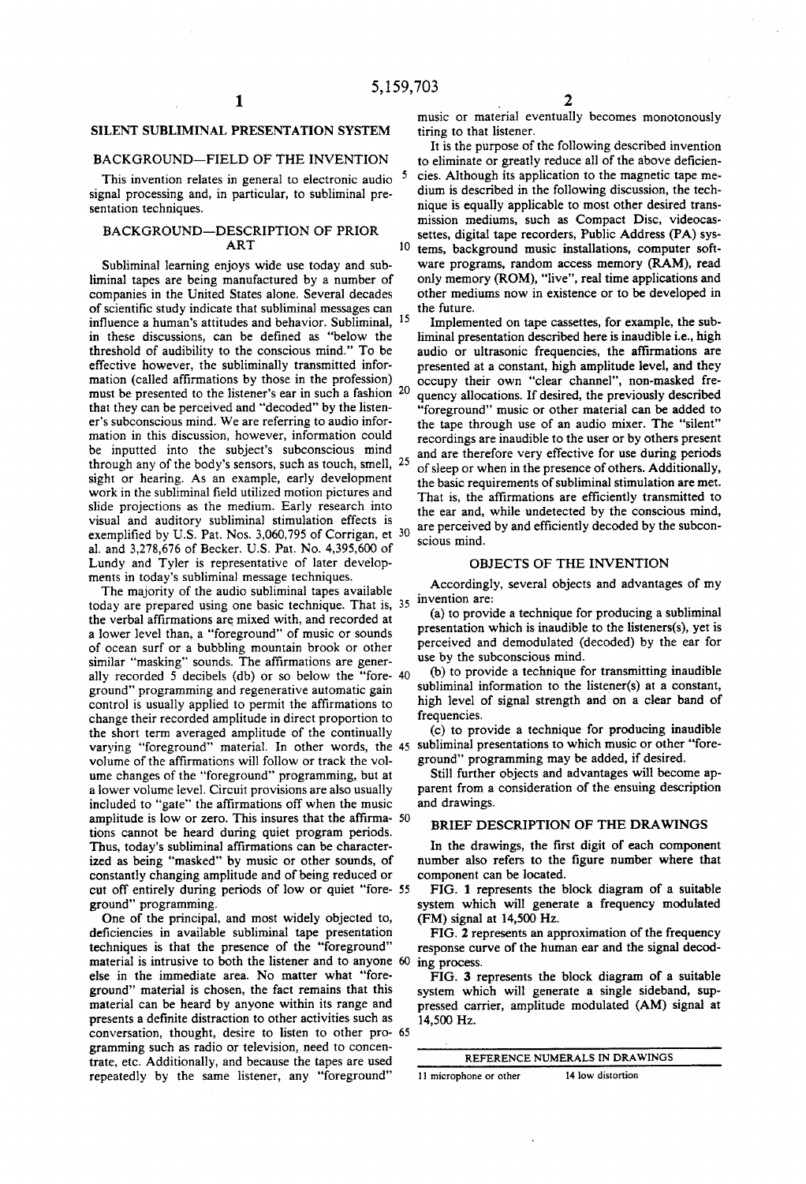# SILENT SUBLIMINAL PRESENTATION SYSTEM

## BACKGROUND—FIELD OF THE INVENTION

This invention relates in general to electronic audio signal processing and, in particular, to subliminal presentation techniques.

## BACKGROUND—DESCRIPTION OF PRIOR ART

Subliminal learning enjoys wide use today and subliminal tapes are being manufactured by a number of companies in the United States alone. Several decades of scientific study indicate that subliminal messages can influence a human's attitudes and behavior. Subliminal, in these discussions, can be defined as "below the threshold of audibility to the conscious mind." To be effective however, the subliminally transmitted information (called affirmations by those in the profession) must be presented to the listener's ear in such a fashion that they can be perceived and "decoded" by the listener's subconscious mind. We are referring to audio information in this discussion, however, information could be inputted into the subject's subconscious mind through any of the body's sensors, such as touch, smell, sight or hearing. As an example, early development work in the subliminal field utilized motion pictures and slide projections as the medium. Early research into visual and auditory subliminal stimulation effects is exemplified by U.S. Pat. Nos. 3,060,795 of Corrigan, et al. and 3,278,676 of Becker. U.S. Pat. No. 4,395,600 of Lundy and Tyler is representative of later developments in today's subliminal message techniques.

The majority of the audio subliminal tapes available today are prepared using one basic technique. That is, the verbal affirmations are mixed with, and recorded at a lower level than, a "foreground" of music or sounds of ocean surf or a bubbling mountain brook or other similar "masking" sounds. The affirmations are generally recorded 5 decibels (db) or so below the "foreground" programming and regenerative automatic gain control is usually applied to permit the affirmations to change their recorded amplitude in direct proportion to the short term averaged amplitude of the continually varying "foreground" material. In other words, the volume of the affirmations will follow or track the volume changes of the "foreground" programming, but at a lower volume level. Circuit provisions are also usually included to "gate" the affirmations off when the music amplitude is low or zero. This insures that the affirmations cannot be heard during quiet program periods. Thus, today's subliminal affirmations can be characterized as being "masked" by music or other sounds, of constantly changing amplitude and of being reduced or cut off entirely during periods of low or quiet "foreground" programming.

One of the principal, and most widely objected to, deficiencies in available subliminal tape presentation techniques is that the presence of the "foreground" material is intrusive to both the listener and to anyone else in the immediate area. No matter what "foreground" material is chosen, the fact remains that this material can be heard by anyone within its range and presents a definite distraction to other activities such as conversation, thought, desire to listen to other programming such as radio or television, need to concentrate, etc. Additionally, and because the tapes are used repeatedly by the same listener, any "foreground" music or material eventually becomes monotonously tiring to that listener.

It is the purpose of the following described invention to eliminate or greatly reduce all of the above deficiencies. Although its application to the magnetic tape medium is described in the following discussion, the technique is equally applicable to most other desired transmission mediums, such as Compact Disc, videocassettes, digital tape recorders, Public Address (PA) systems, background music installations, computer software programs, random access memory (RAM), read only memory (ROM), "live", real time applications and other mediums now in existence or to be developed in the future.

Implemented on tape cassettes, for example, the subliminal presentation described here is inaudible i.e., high audio or ultrasonic frequencies, the affirmations are presented at a constant, high amplitude level, and they occupy their own "clear channel", non-masked frequency allocations. If desired, the previously described "foreground" music or other material can be added to the tape through use of an audio mixer. The "silent" recordings are inaudible to the user or by others present and are therefore very effective for use during periods of sleep or when in the presence of others. Additionally, the basic requirements of subliminal stimulation are met. That is, the affirmations are efficiently transmitted to the ear and, while undetected by the conscious mind, are perceived by and efficiently decoded by the subconscious mind.

## OBJECTS OF THE INVENTION

Accordingly, several objects and advantages of my invention are:

(a) to provide a technique for producing a subliminal presentation which is inaudible to the listeners(s), yet is perceived and demodulated (decoded) by the ear for use by the subconscious mind.

(b) to provide a technique for transmitting inaudible subliminal information to the listener(s) at a constant, high level of signal strength and on a clear band of frequencies.

(c) to provide a technique for producing inaudible subliminal presentations to which music or other "foreground" programming may be added, if desired.

Still further objects and advantages will become apparent from a consideration of the ensuing description and drawings.

## BRIEF DESCRIPTION OF THE DRAWINGS

In the drawings, the first digit of each component number also refers to the figure number where that component can be located.

FIG. 1 represents the block diagram of a suitable system which will generate a frequency modulated (FM) signal at 14,500 Hz.

FIG. 2 represents an approximation of the frequency response curve of the human ear and the signal decoding process.

FIG. 3 represents the block diagram of a suitable system which will generate a single sideband, suppressed carrier, amplitude modulated (AM) signal at 14,500 Hz.

| REFERENCE NUMERALS IN DRAWINGS | |
|---|---|
| 11 microphone or other | 14 low distortion |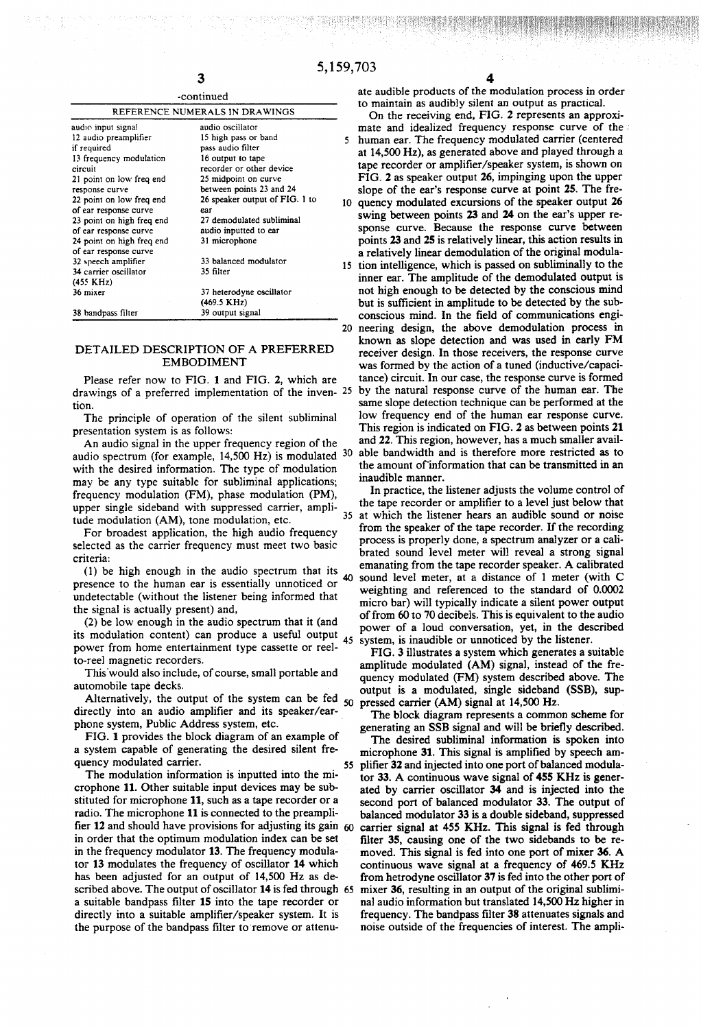-continued

| REFERENCE NUMERALS IN DRAWINGS | |
|---|---|
| audio input signal | audio oscillator |
| 12 audio preamplifier if required | 15 high pass or band pass audio filter |
| 13 frequency modulation circuit | 16 output to tape recorder or other device |
| 21 point on low freq end response curve | 25 midpoint on curve between points 23 and 24 |
| 22 point on low freq end of ear response curve | 26 speaker output of FIG. 1 to ear |
| 23 point on high freq end of ear response curve | 27 demodulated subliminal audio inputted to ear |
| 24 point on high freq end of ear response curve | 31 microphone |
| 32 speech amplifier | 33 balanced modulator |
| 34 carrier oscillator (455 KHz) | 35 filter |
| 36 mixer | 37 heterodyne oscillator (469.5 KHz) |
| 38 bandpass filter | 39 output signal |

## DETAILED DESCRIPTION OF A PREFERRED EMBODIMENT

Please refer now to FIG. 1 and FIG. 2, which are drawings of a preferred implementation of the invention.

The principle of operation of the silent subliminal presentation system is as follows:

An audio signal in the upper frequency region of the audio spectrum (for example, 14,500 Hz) is modulated with the desired information. The type of modulation may be any type suitable for subliminal applications; frequency modulation (FM), phase modulation (PM), upper single sideband with suppressed carrier, amplitude modulation (AM), tone modulation, etc.

For broadest application, the high audio frequency selected as the carrier frequency must meet two basic criteria:

(1) be high enough in the audio spectrum that its presence to the human ear is essentially unnoticed or undetectable (without the listener being informed that the signal is actually present) and,

(2) be low enough in the audio spectrum that it (and its modulation content) can produce a useful output power from home entertainment type cassette or reel-to-reel magnetic recorders.

This would also include, of course, small portable and automobile tape decks.

Alternatively, the output of the system can be fed directly into an audio amplifier and its speaker/earphone system, Public Address system, etc.

FIG. 1 provides the block diagram of an example of a system capable of generating the desired silent frequency modulated carrier.

The modulation information is inputted into the microphone 11. Other suitable input devices may be substituted for microphone 11, such as a tape recorder or a radio. The microphone 11 is connected to the preamplifier 12 and should have provisions for adjusting its gain in order that the optimum modulation index can be set in the frequency modulator 13. The frequency modulator 13 modulates the frequency of oscillator 14 which has been adjusted for an output of 14,500 Hz as described above. The output of oscillator 14 is fed through a suitable bandpass filter 15 into the tape recorder or directly into a suitable amplifier/speaker system. It is the purpose of the bandpass filter to remove or attenuate audible products of the modulation process in order to maintain as audibly silent an output as practical.

On the receiving end, FIG. 2 represents an approximate and idealized frequency response curve of the human ear. The frequency modulated carrier (centered at 14,500 Hz), as generated above and played through a tape recorder or amplifier/speaker system, is shown on FIG. 2 as speaker output 26, impinging upon the upper slope of the ear's response curve at point 25. The frequency modulated excursions of the speaker output 26 swing between points 23 and 24 on the ear's upper response curve. Because the response curve between points 23 and 25 is relatively linear, this action results in a relatively linear demodulation of the original modulation intelligence, which is passed on subliminally to the inner ear. The amplitude of the demodulated output is not high enough to be detected by the conscious mind but is sufficient in amplitude to be detected by the subconscious mind. In the field of communications engineering design, the above demodulation process in known as slope detection and was used in early FM receiver design. In those receivers, the response curve was formed by the action of a tuned (inductive/capacitance) circuit. In our case, the response curve is formed by the natural response curve of the human ear. The same slope detection technique can be performed at the low frequency end of the human ear response curve. This region is indicated on FIG. 2 as between points 21 and 22. This region, however, has a much smaller available bandwidth and is therefore more restricted as to the amount of information that can be transmitted in an inaudible manner.

In practice, the listener adjusts the volume control of the tape recorder or amplifier to a level just below that at which the listener hears an audible sound or noise from the speaker of the tape recorder. If the recording process is properly done, a spectrum analyzer or a calibrated sound level meter will reveal a strong signal emanating from the tape recorder speaker. A calibrated sound level meter, at a distance of 1 meter (with C weighting and referenced to the standard of 0.0002 micro bar) will typically indicate a silent power output of from 60 to 70 decibels. This is equivalent to the audio power of a loud conversation, yet, in the described system, is inaudible or unnoticed by the listener.

FIG. 3 illustrates a system which generates a suitable amplitude modulated (AM) signal, instead of the frequency modulated (FM) system described above. The output is a modulated, single sideband (SSB), suppressed carrier (AM) signal at 14,500 Hz.

The block diagram represents a common scheme for generating an SSB signal and will be briefly described.

The desired subliminal information is spoken into microphone 31. This signal is amplified by speech amplifier 32 and injected into one port of balanced modulator 33. A continuous wave signal of 455 KHz is generated by carrier oscillator 34 and is injected into the second port of balanced modulator 33. The output of balanced modulator 33 is a double sideband, suppressed carrier signal at 455 KHz. This signal is fed through filter 35, causing one of the two sidebands to be removed. This signal is fed into one port of mixer 36. A continuous wave signal at a frequency of 469.5 KHz from hetrodyne oscillator 37 is fed into the other port of mixer 36, resulting in an output of the original subliminal audio information but translated 14,500 Hz higher in frequency. The bandpass filter 38 attenuates signals and noise outside of the frequencies of interest. The ampli-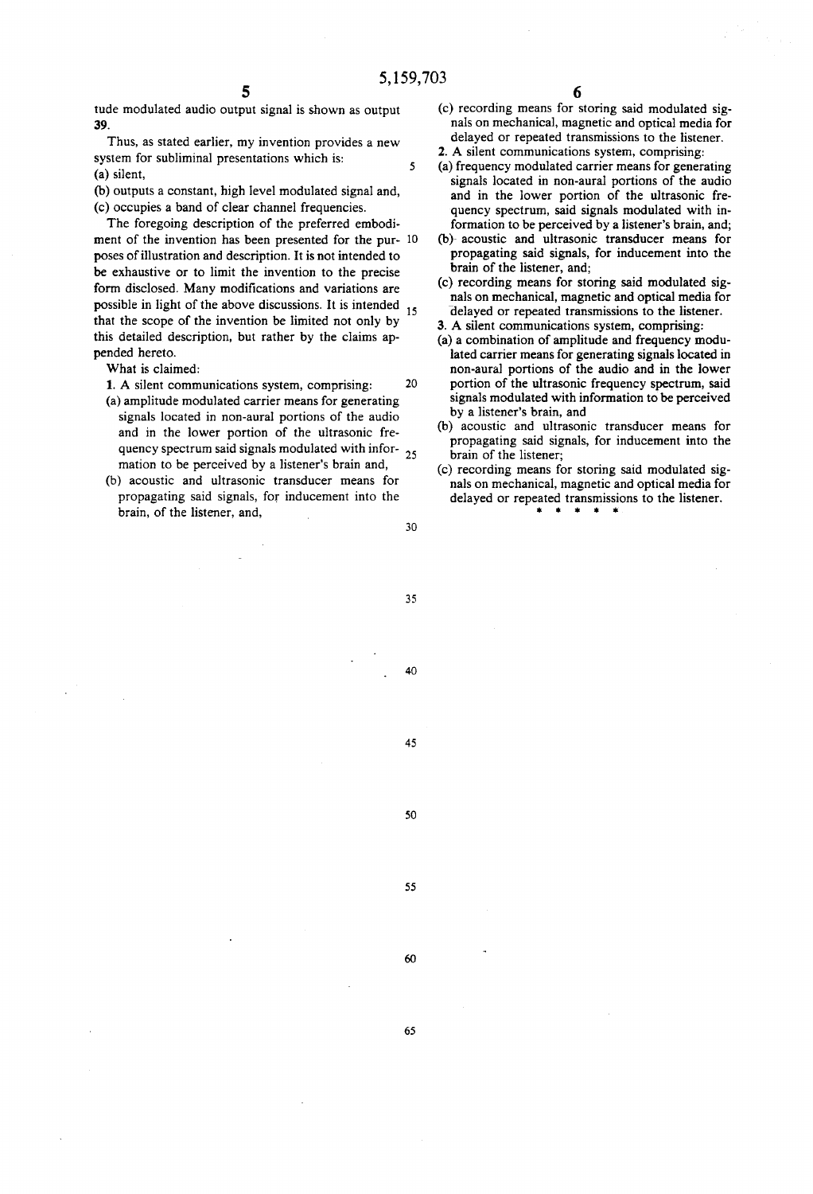tude modulated audio output signal is shown as output **39**.

Thus, as stated earlier, my invention provides a new system for subliminal presentations which is:

(a) silent,

(b) outputs a constant, high level modulated signal and,

(c) occupies a band of clear channel frequencies.

The foregoing description of the preferred embodiment of the invention has been presented for the purposes of illustration and description. It is not intended to be exhaustive or to limit the invention to the precise form disclosed. Many modifications and variations are possible in light of the above discussions. It is intended that the scope of the invention be limited not only by this detailed description, but rather by the claims appended hereto.

What is claimed:

**1**. A silent communications system, comprising:

(a) amplitude modulated carrier means for generating signals located in non-aural portions of the audio and in the lower portion of the ultrasonic frequency spectrum said signals modulated with information to be perceived by a listener's brain and,

(b) acoustic and ultrasonic transducer means for propagating said signals, for inducement into the brain, of the listener, and,

(c) recording means for storing said modulated signals on mechanical, magnetic and optical media for delayed or repeated transmissions to the listener.

**2**. A silent communications system, comprising:

(a) frequency modulated carrier means for generating signals located in non-aural portions of the audio and in the lower portion of the ultrasonic frequency spectrum, said signals modulated with information to be perceived by a listener's brain, and;

(b) acoustic and ultrasonic transducer means for propagating said signals, for inducement into the brain of the listener, and;

(c) recording means for storing said modulated signals on mechanical, magnetic and optical media for delayed or repeated transmissions to the listener.

**3**. A silent communications system, comprising:

(a) a combination of amplitude and frequency modulated carrier means for generating signals located in non-aural portions of the audio and in the lower portion of the ultrasonic frequency spectrum, said signals modulated with information to be perceived by a listener's brain, and

(b) acoustic and ultrasonic transducer means for propagating said signals, for inducement into the brain of the listener;

(c) recording means for storing said modulated signals on mechanical, magnetic and optical media for delayed or repeated transmissions to the listener.

* * * * *